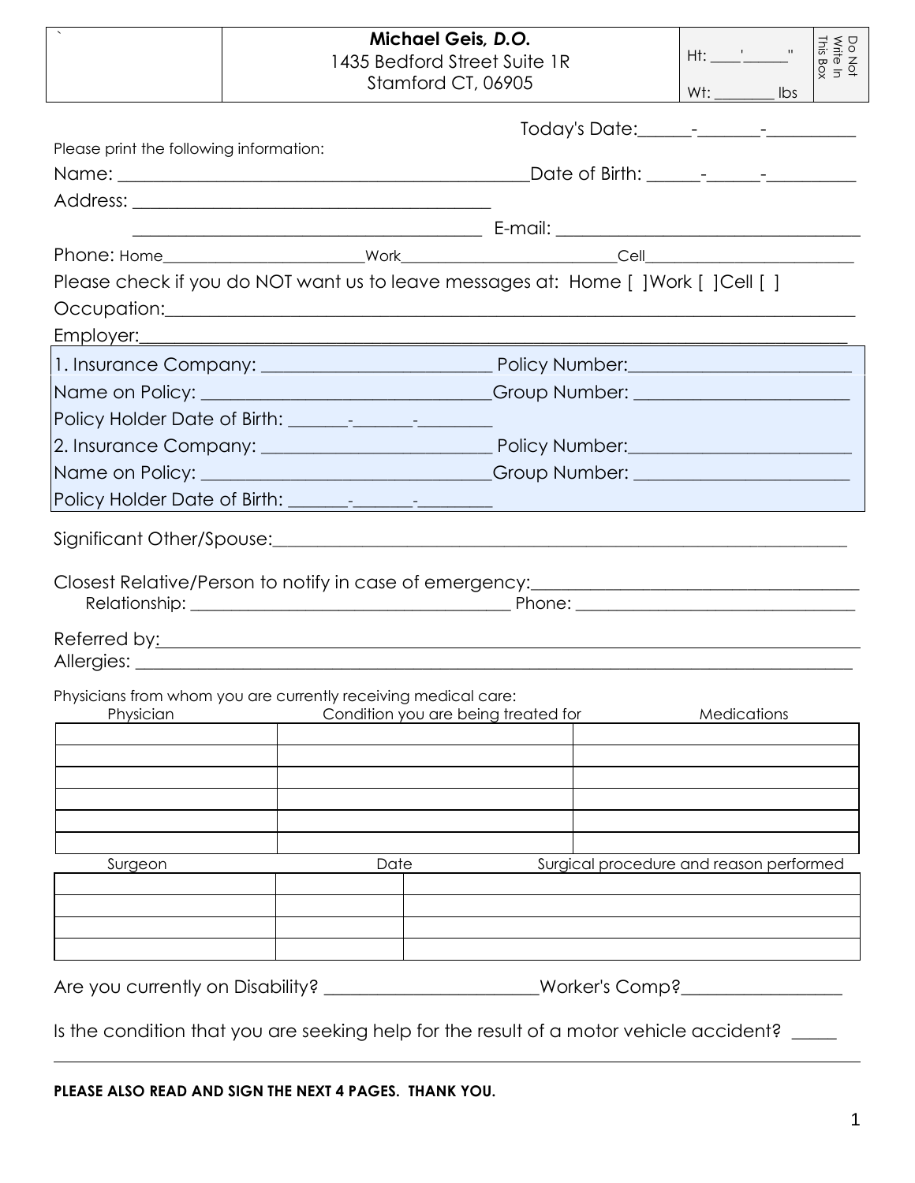| ` | **Michael Geis, *D.O.***<br>1435 Bedford Street Suite 1R<br>Stamford CT, 06905 | Ht: ____'______"<br><br>Wt: ________ lbs | Do Not Write In This Box |
|---|---|---|---|

Today's Date:______-_______-__________

Please print the following information:

Name: _______________________________________________Date of Birth: ______-______-__________

Address: _________________________________________

_________________________________________ E-mail: ___________________________________

Phone: Home_________________________Work__________________________Cell__________________________

Please check if you do NOT want us to leave messages at: Home [ ]Work [ ]Cell [ ]

Occupation:_______________________________________________________________________________

Employer:_________________________________________________________________________________

1. Insurance Company: _________________________ Policy Number:________________________

Name on Policy: _______________________________Group Number: _______________________

Policy Holder Date of Birth: _______-_______-________

2. Insurance Company: _________________________ Policy Number:________________________

Name on Policy: _______________________________Group Number: _______________________

Policy Holder Date of Birth: _______-_______-________

Significant Other/Spouse:___________________________________________________________________

Closest Relative/Person to notify in case of emergency:_____________________________________

Relationship: ______________________________________ Phone: ________________________________

Referred by:________________________________________________________________________________

Allergies: ________________________________________________________________________________

Physicians from whom you are currently receiving medical care:

| Physician | Condition you are being treated for | Medications |
|---|---|---|
| | | |
| | | |
| | | |
| | | |
| | | |

| Surgeon | Date | Surgical procedure and reason performed |
|---|---|---|
| | | |
| | | |
| | | |
| | | |

Are you currently on Disability? ________________________Worker's Comp?_________________

Is the condition that you are seeking help for the result of a motor vehicle accident? _____

---

**PLEASE ALSO READ AND SIGN THE NEXT 4 PAGES. THANK YOU.**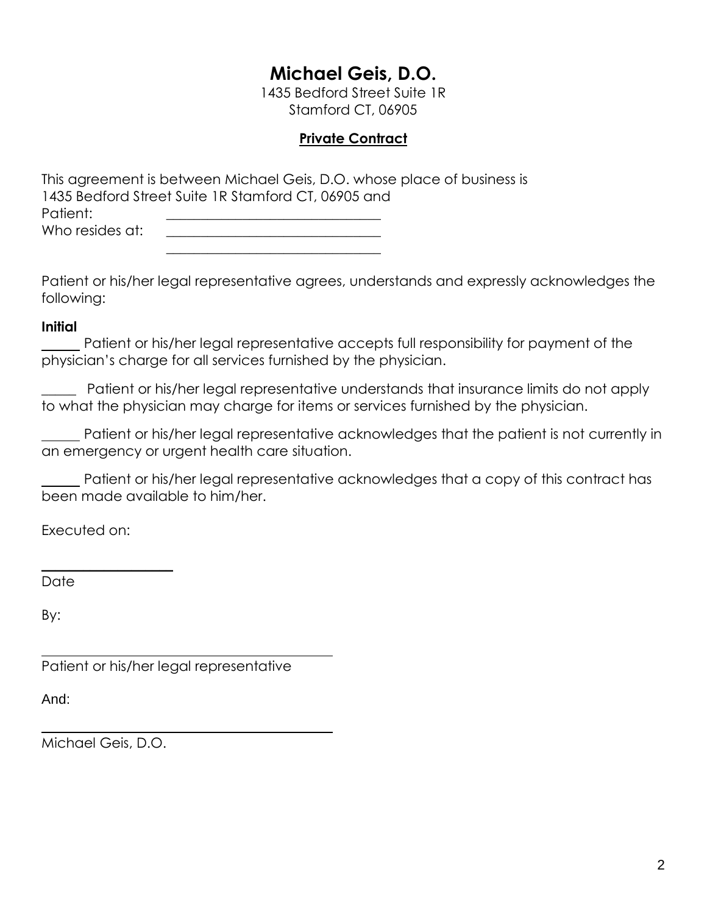# Michael Geis, D.O.

1435 Bedford Street Suite 1R
Stamford CT, 06905

**Private Contract**

This agreement is between Michael Geis, D.O. whose place of business is
1435 Bedford Street Suite 1R Stamford CT, 06905 and

Patient: ______________________________

Who resides at: ______________________________

______________________________

Patient or his/her legal representative agrees, understands and expressly acknowledges the following:

**Initial**

_____ Patient or his/her legal representative accepts full responsibility for payment of the physician's charge for all services furnished by the physician.

_____ Patient or his/her legal representative understands that insurance limits do not apply to what the physician may charge for items or services furnished by the physician.

_____ Patient or his/her legal representative acknowledges that the patient is not currently in an emergency or urgent health care situation.

_____ Patient or his/her legal representative acknowledges that a copy of this contract has been made available to him/her.

Executed on:

__________________

Date

By:

______________________________

Patient or his/her legal representative

And:

______________________________

Michael Geis, D.O.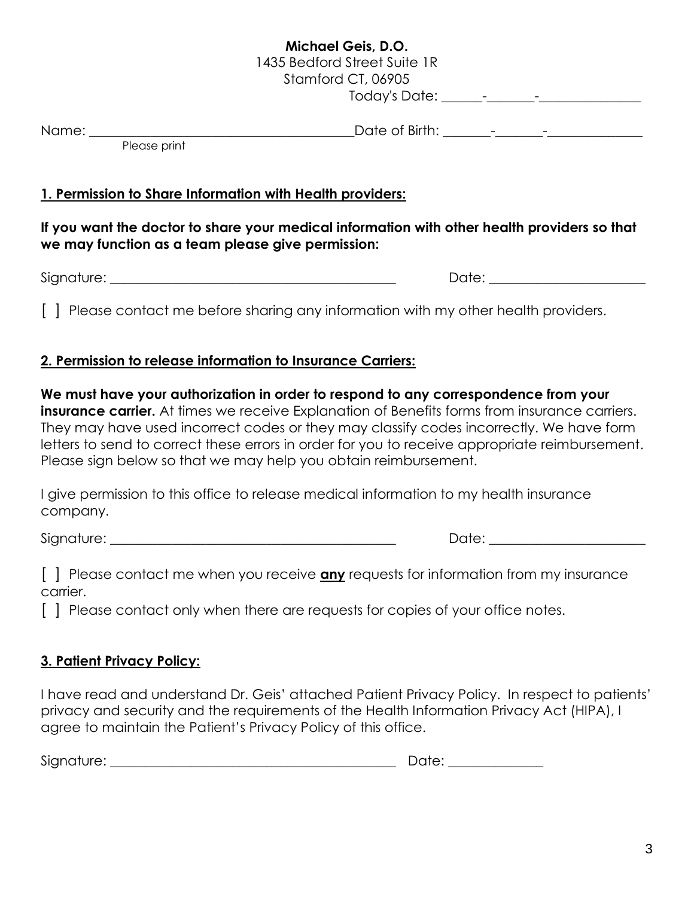**Michael Geis, D.O.**
1435 Bedford Street Suite 1R
Stamford CT, 06905

Today's Date: ______-_______-_______________

Name: ________________________________________ Date of Birth: _______-_______-______________
Please print

**1. Permission to Share Information with Health providers:**

**If you want the doctor to share your medical information with other health providers so that we may function as a team please give permission:**

Signature: ___________________________________________ Date: _______________________

[ ] Please contact me before sharing any information with my other health providers.

**2. Permission to release information to Insurance Carriers:**

**We must have your authorization in order to respond to any correspondence from your insurance carrier.** At times we receive Explanation of Benefits forms from insurance carriers. They may have used incorrect codes or they may classify codes incorrectly. We have form letters to send to correct these errors in order for you to receive appropriate reimbursement. Please sign below so that we may help you obtain reimbursement.

I give permission to this office to release medical information to my health insurance company.

Signature: ___________________________________________ Date: _______________________

[ ] Please contact me when you receive **any** requests for information from my insurance carrier.

[ ] Please contact only when there are requests for copies of your office notes.

**3. Patient Privacy Policy:**

I have read and understand Dr. Geis' attached Patient Privacy Policy. In respect to patients' privacy and security and the requirements of the Health Information Privacy Act (HIPA), I agree to maintain the Patient's Privacy Policy of this office.

Signature: ___________________________________________ Date: ______________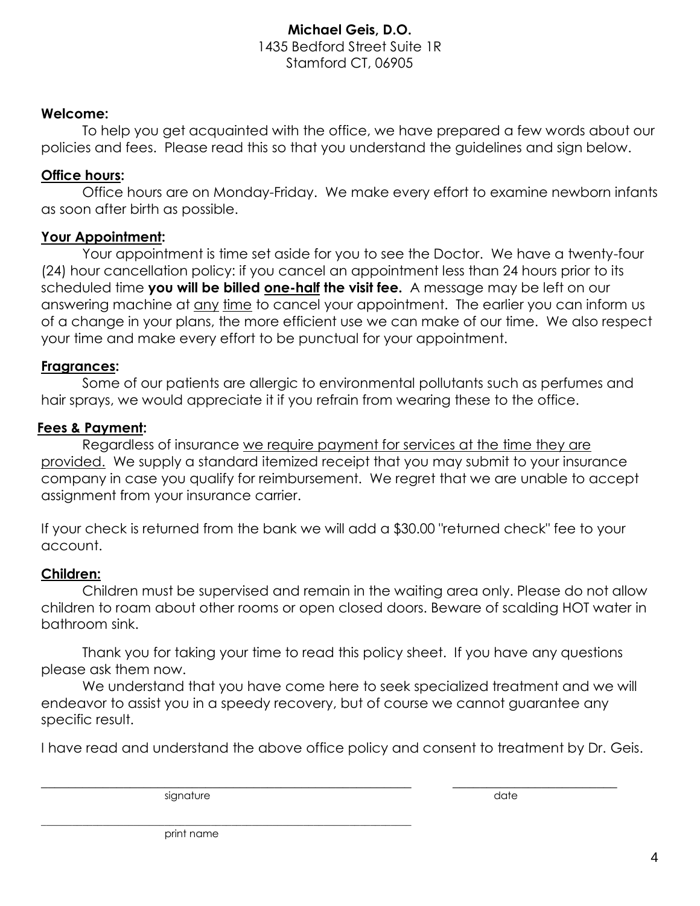**Michael Geis, D.O.**
1435 Bedford Street Suite 1R
Stamford CT, 06905

**Welcome:**

To help you get acquainted with the office, we have prepared a few words about our policies and fees. Please read this so that you understand the guidelines and sign below.

**Office hours:**

Office hours are on Monday-Friday. We make every effort to examine newborn infants as soon after birth as possible.

**Your Appointment:**

Your appointment is time set aside for you to see the Doctor. We have a twenty-four (24) hour cancellation policy: if you cancel an appointment less than 24 hours prior to its scheduled time **you will be billed one-half the visit fee.** A message may be left on our answering machine at any time to cancel your appointment. The earlier you can inform us of a change in your plans, the more efficient use we can make of our time. We also respect your time and make every effort to be punctual for your appointment.

**Fragrances:**

Some of our patients are allergic to environmental pollutants such as perfumes and hair sprays, we would appreciate it if you refrain from wearing these to the office.

**Fees & Payment:**

Regardless of insurance we require payment for services at the time they are provided. We supply a standard itemized receipt that you may submit to your insurance company in case you qualify for reimbursement. We regret that we are unable to accept assignment from your insurance carrier.

If your check is returned from the bank we will add a $30.00 "returned check" fee to your account.

**Children:**

Children must be supervised and remain in the waiting area only. Please do not allow children to roam about other rooms or open closed doors. Beware of scalding HOT water in bathroom sink.

Thank you for taking your time to read this policy sheet. If you have any questions please ask them now.

We understand that you have come here to seek specialized treatment and we will endeavor to assist you in a speedy recovery, but of course we cannot guarantee any specific result.

I have read and understand the above office policy and consent to treatment by Dr. Geis.

\_\_\_\_\_\_\_\_\_\_\_\_\_\_\_\_\_\_\_\_\_\_\_\_\_\_\_\_\_\_\_\_\_\_\_\_\_\_\_\_ \_\_\_\_\_\_\_\_\_\_\_\_\_\_\_\_\_\_\_\_\_\_\_\_
signature date

\_\_\_\_\_\_\_\_\_\_\_\_\_\_\_\_\_\_\_\_\_\_\_\_\_\_\_\_\_\_\_\_\_\_\_\_\_\_\_\_
print name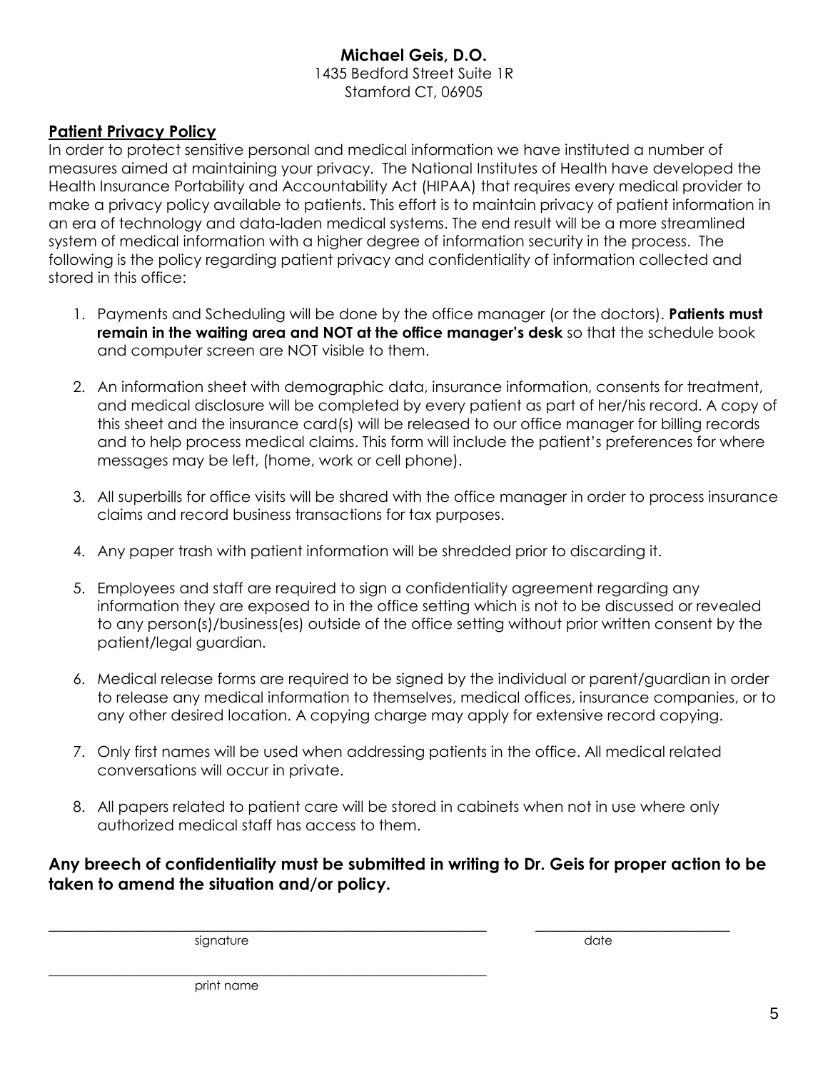**Michael Geis, D.O.**
1435 Bedford Street Suite 1R
Stamford CT, 06905

## Patient Privacy Policy

In order to protect sensitive personal and medical information we have instituted a number of measures aimed at maintaining your privacy. The National Institutes of Health have developed the Health Insurance Portability and Accountability Act (HIPAA) that requires every medical provider to make a privacy policy available to patients. This effort is to maintain privacy of patient information in an era of technology and data-laden medical systems. The end result will be a more streamlined system of medical information with a higher degree of information security in the process. The following is the policy regarding patient privacy and confidentiality of information collected and stored in this office:

1. Payments and Scheduling will be done by the office manager (or the doctors). **Patients must remain in the waiting area and NOT at the office manager's desk** so that the schedule book and computer screen are NOT visible to them.

2. An information sheet with demographic data, insurance information, consents for treatment, and medical disclosure will be completed by every patient as part of her/his record. A copy of this sheet and the insurance card(s) will be released to our office manager for billing records and to help process medical claims. This form will include the patient's preferences for where messages may be left, (home, work or cell phone).

3. All superbills for office visits will be shared with the office manager in order to process insurance claims and record business transactions for tax purposes.

4. Any paper trash with patient information will be shredded prior to discarding it.

5. Employees and staff are required to sign a confidentiality agreement regarding any information they are exposed to in the office setting which is not to be discussed or revealed to any person(s)/business(es) outside of the office setting without prior written consent by the patient/legal guardian.

6. Medical release forms are required to be signed by the individual or parent/guardian in order to release any medical information to themselves, medical offices, insurance companies, or to any other desired location. A copying charge may apply for extensive record copying.

7. Only first names will be used when addressing patients in the office. All medical related conversations will occur in private.

8. All papers related to patient care will be stored in cabinets when not in use where only authorized medical staff has access to them.

**Any breech of confidentiality must be submitted in writing to Dr. Geis for proper action to be taken to amend the situation and/or policy.**

\_\_\_\_\_\_\_\_\_\_\_\_\_\_\_\_\_\_\_\_\_\_\_\_\_\_\_\_\_\_\_\_\_\_\_\_\_\_\_\_ \_\_\_\_\_\_\_\_\_\_\_\_\_\_\_\_\_\_\_\_
signature date

\_\_\_\_\_\_\_\_\_\_\_\_\_\_\_\_\_\_\_\_\_\_\_\_\_\_\_\_\_\_\_\_\_\_\_\_\_\_\_\_
print name